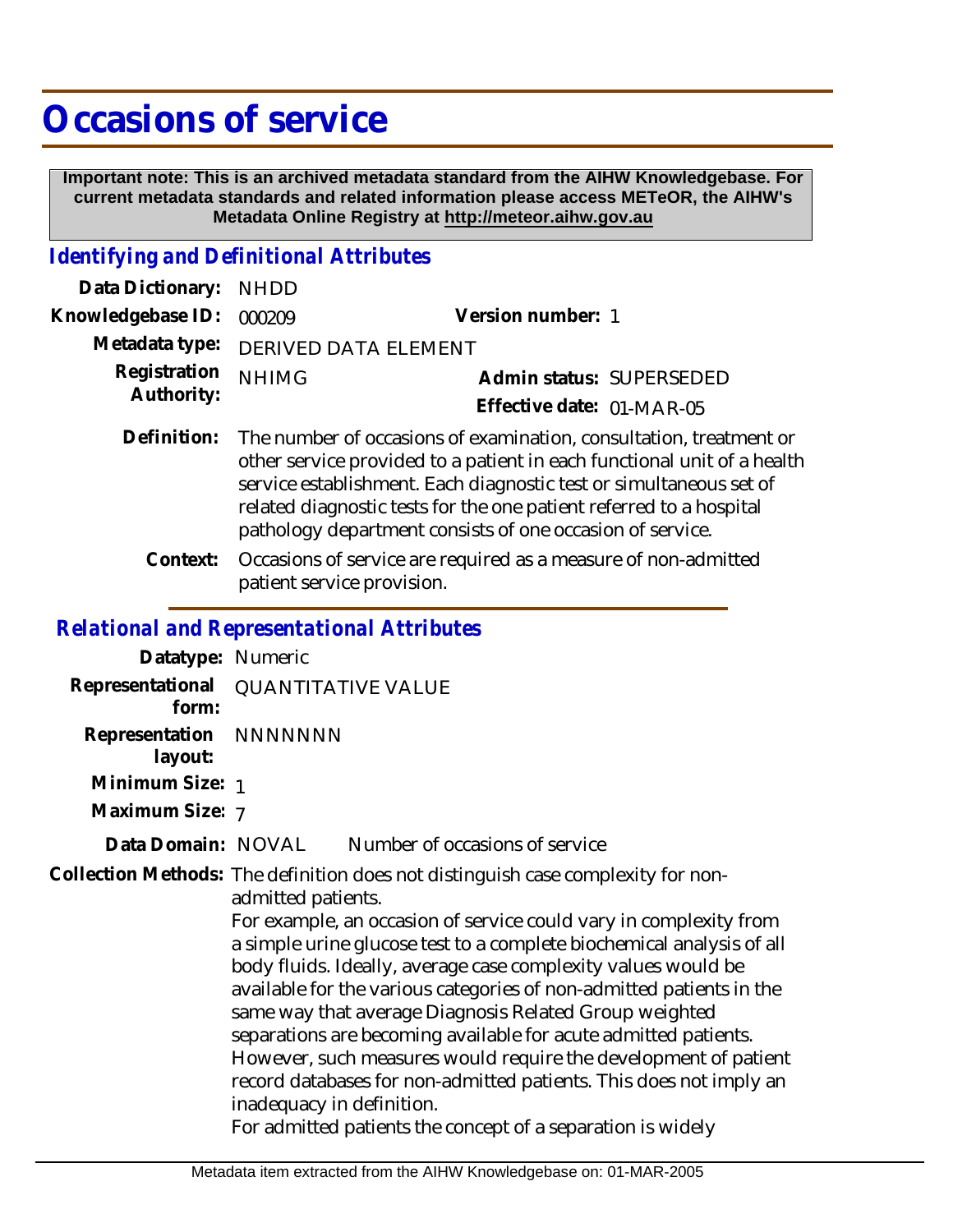# Occasions of service

**Important note: This is an archived metadata standard from the AIHW Knowledgebase. For current metadata standards and related information please access METeOR, the AIHW's Metadata Online Registry at http://meteor.aihw.gov.au**

## *Identifying and Definitional Attributes*

**Data Dictionary:** NHDD

**Knowledgebase ID:** 000209 **Version number:** 1

**Metadata type:** DERIVED DATA ELEMENT

**Registration Authority:** NHIMG

**Admin status:** SUPERSEDED

**Effective date:** 01-MAR-05

**Definition:** The number of occasions of examination, consultation, treatment or other service provided to a patient in each functional unit of a health service establishment. Each diagnostic test or simultaneous set of related diagnostic tests for the one patient referred to a hospital pathology department consists of one occasion of service.

**Context:** Occasions of service are required as a measure of non-admitted patient service provision.

## *Relational and Representational Attributes*

**Datatype:** Numeric

**Representational form:** QUANTITATIVE VALUE

**Representation layout:** NNNNNNN

**Minimum Size:** 1

**Maximum Size:** 7

**Data Domain:** NOVAL Number of occasions of service

**Collection Methods:** The definition does not distinguish case complexity for non-admitted patients.

For example, an occasion of service could vary in complexity from a simple urine glucose test to a complete biochemical analysis of all body fluids. Ideally, average case complexity values would be available for the various categories of non-admitted patients in the same way that average Diagnosis Related Group weighted separations are becoming available for acute admitted patients. However, such measures would require the development of patient record databases for non-admitted patients. This does not imply an inadequacy in definition.

For admitted patients the concept of a separation is widely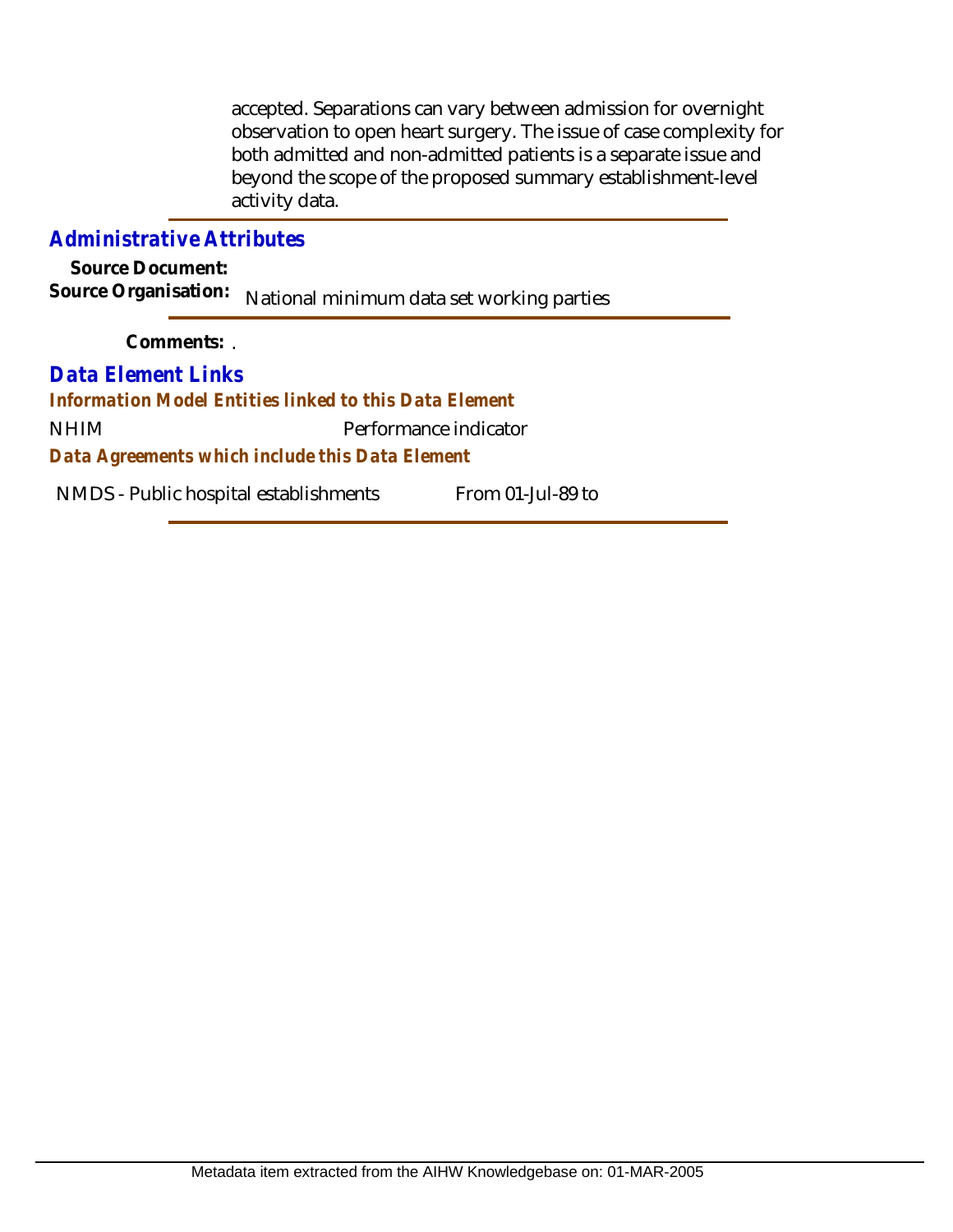accepted. Separations can vary between admission for overnight observation to open heart surgery. The issue of case complexity for both admitted and non-admitted patients is a separate issue and beyond the scope of the proposed summary establishment-level activity data.

## Administrative Attributes

**Source Document:**

**Source Organisation:** National minimum data set working parties

**Comments:** .

## Data Element Links

### Information Model Entities linked to this Data Element

| | |
|---|---|
| NHIM | Performance indicator |

### Data Agreements which include this Data Element

| | |
|---|---|
| NMDS - Public hospital establishments | From 01-Jul-89 to |

Metadata item extracted from the AIHW Knowledgebase on: 01-MAR-2005